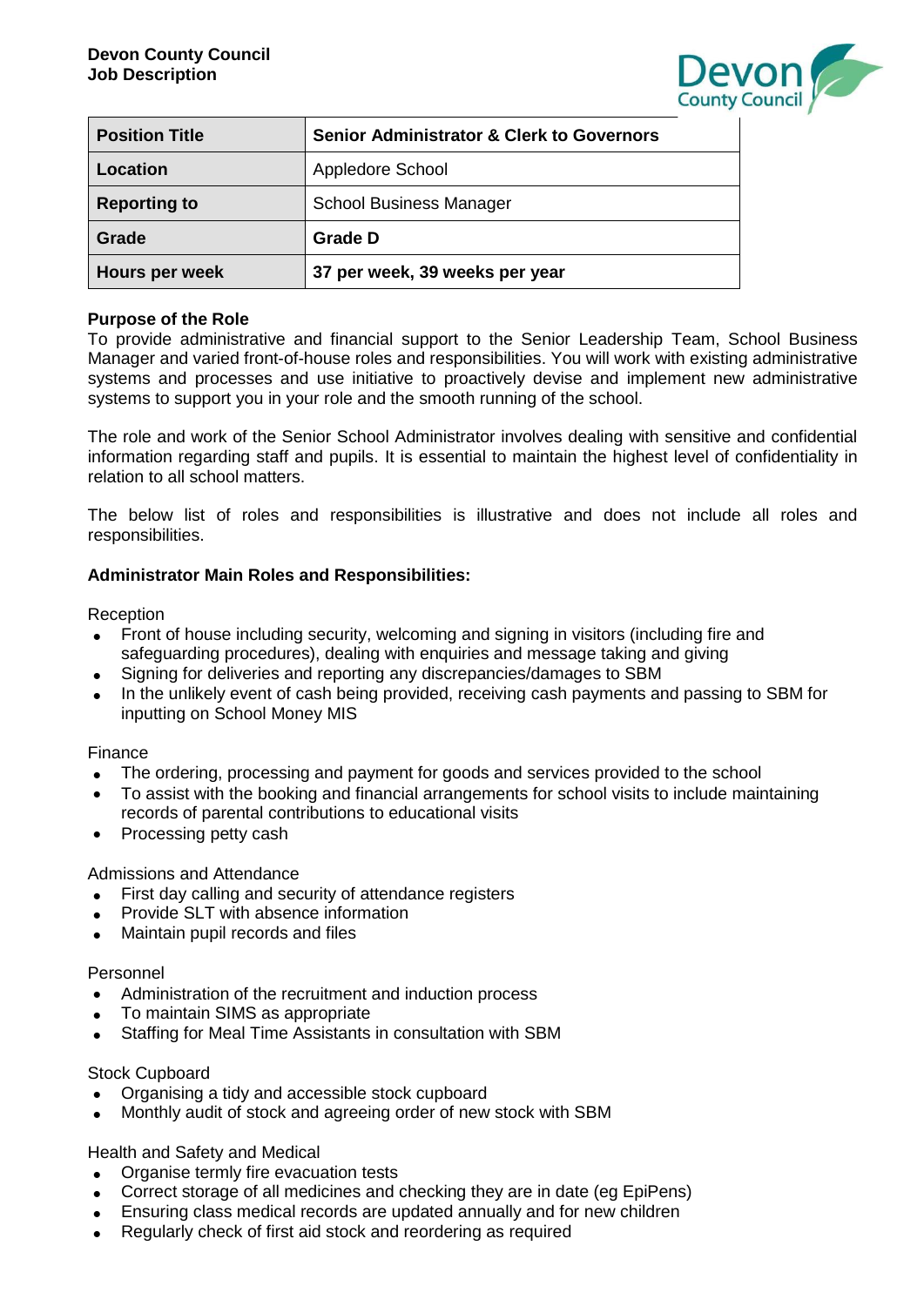**Devon County Council**
**Job Description**

| Position Title | Senior Administrator & Clerk to Governors |
|---|---|
| Location | Appledore School |
| Reporting to | School Business Manager |
| Grade | **Grade D** |
| Hours per week | **37 per week, 39 weeks per year** |

**Purpose of the Role**

To provide administrative and financial support to the Senior Leadership Team, School Business Manager and varied front-of-house roles and responsibilities. You will work with existing administrative systems and processes and use initiative to proactively devise and implement new administrative systems to support you in your role and the smooth running of the school.

The role and work of the Senior School Administrator involves dealing with sensitive and confidential information regarding staff and pupils. It is essential to maintain the highest level of confidentiality in relation to all school matters.

The below list of roles and responsibilities is illustrative and does not include all roles and responsibilities.

**Administrator Main Roles and Responsibilities:**

Reception

- Front of house including security, welcoming and signing in visitors (including fire and safeguarding procedures), dealing with enquiries and message taking and giving
- Signing for deliveries and reporting any discrepancies/damages to SBM
- In the unlikely event of cash being provided, receiving cash payments and passing to SBM for inputting on School Money MIS

Finance

- The ordering, processing and payment for goods and services provided to the school
- To assist with the booking and financial arrangements for school visits to include maintaining records of parental contributions to educational visits
- Processing petty cash

Admissions and Attendance

- First day calling and security of attendance registers
- Provide SLT with absence information
- Maintain pupil records and files

Personnel

- Administration of the recruitment and induction process
- To maintain SIMS as appropriate
- Staffing for Meal Time Assistants in consultation with SBM

Stock Cupboard

- Organising a tidy and accessible stock cupboard
- Monthly audit of stock and agreeing order of new stock with SBM

Health and Safety and Medical

- Organise termly fire evacuation tests
- Correct storage of all medicines and checking they are in date (eg EpiPens)
- Ensuring class medical records are updated annually and for new children
- Regularly check of first aid stock and reordering as required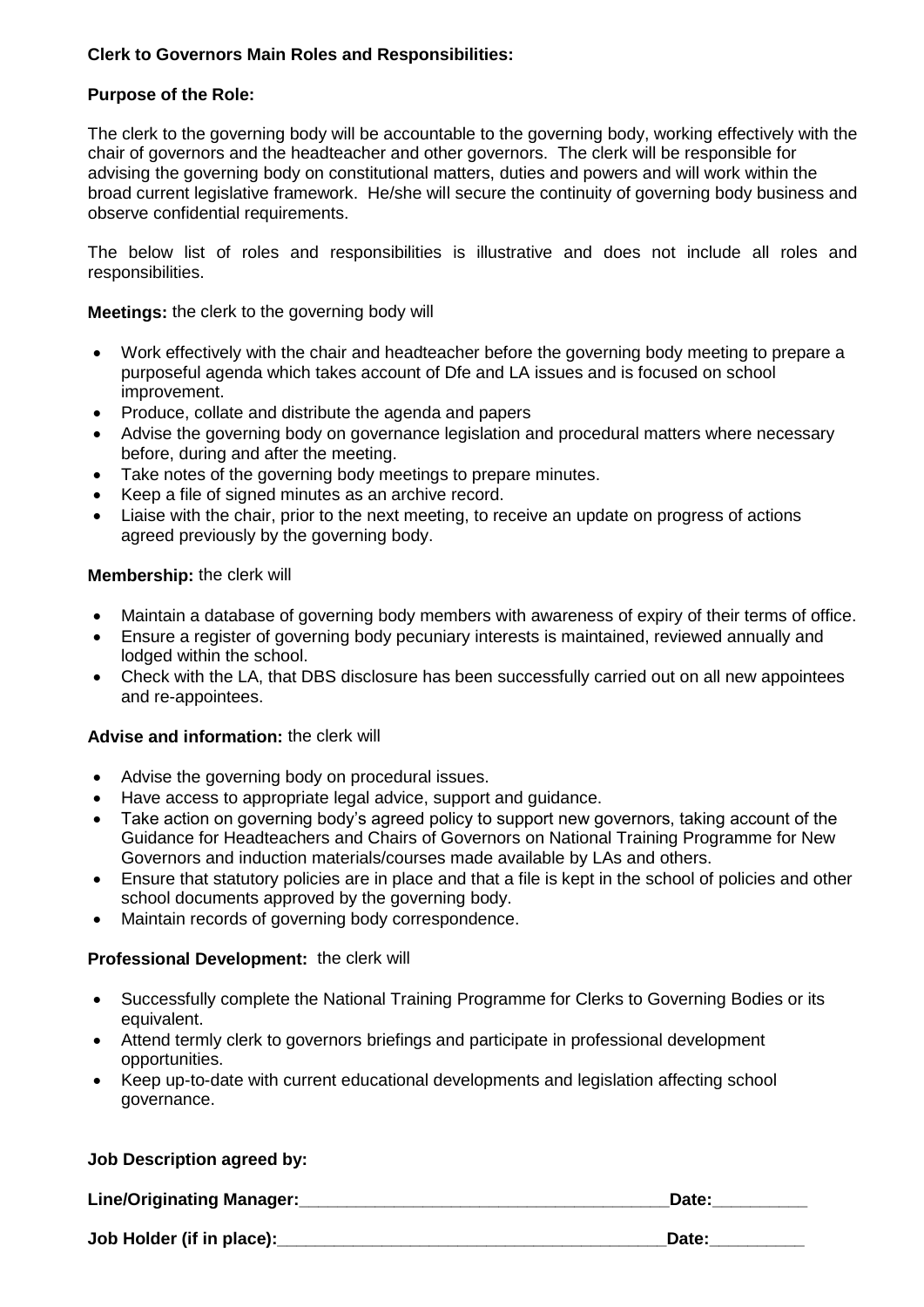**Clerk to Governors Main Roles and Responsibilities:**

**Purpose of the Role:**

The clerk to the governing body will be accountable to the governing body, working effectively with the chair of governors and the headteacher and other governors. The clerk will be responsible for advising the governing body on constitutional matters, duties and powers and will work within the broad current legislative framework. He/she will secure the continuity of governing body business and observe confidential requirements.

The below list of roles and responsibilities is illustrative and does not include all roles and responsibilities.

**Meetings:** the clerk to the governing body will

- Work effectively with the chair and headteacher before the governing body meeting to prepare a purposeful agenda which takes account of Dfe and LA issues and is focused on school improvement.
- Produce, collate and distribute the agenda and papers
- Advise the governing body on governance legislation and procedural matters where necessary before, during and after the meeting.
- Take notes of the governing body meetings to prepare minutes.
- Keep a file of signed minutes as an archive record.
- Liaise with the chair, prior to the next meeting, to receive an update on progress of actions agreed previously by the governing body.

**Membership:** the clerk will

- Maintain a database of governing body members with awareness of expiry of their terms of office.
- Ensure a register of governing body pecuniary interests is maintained, reviewed annually and lodged within the school.
- Check with the LA, that DBS disclosure has been successfully carried out on all new appointees and re-appointees.

**Advise and information:** the clerk will

- Advise the governing body on procedural issues.
- Have access to appropriate legal advice, support and guidance.
- Take action on governing body's agreed policy to support new governors, taking account of the Guidance for Headteachers and Chairs of Governors on National Training Programme for New Governors and induction materials/courses made available by LAs and others.
- Ensure that statutory policies are in place and that a file is kept in the school of policies and other school documents approved by the governing body.
- Maintain records of governing body correspondence.

**Professional Development:** the clerk will

- Successfully complete the National Training Programme for Clerks to Governing Bodies or its equivalent.
- Attend termly clerk to governors briefings and participate in professional development opportunities.
- Keep up-to-date with current educational developments and legislation affecting school governance.

**Job Description agreed by:**

**Line/Originating Manager:**_________________________________________**Date:**__________

**Job Holder (if in place):**___________________________________________**Date:**__________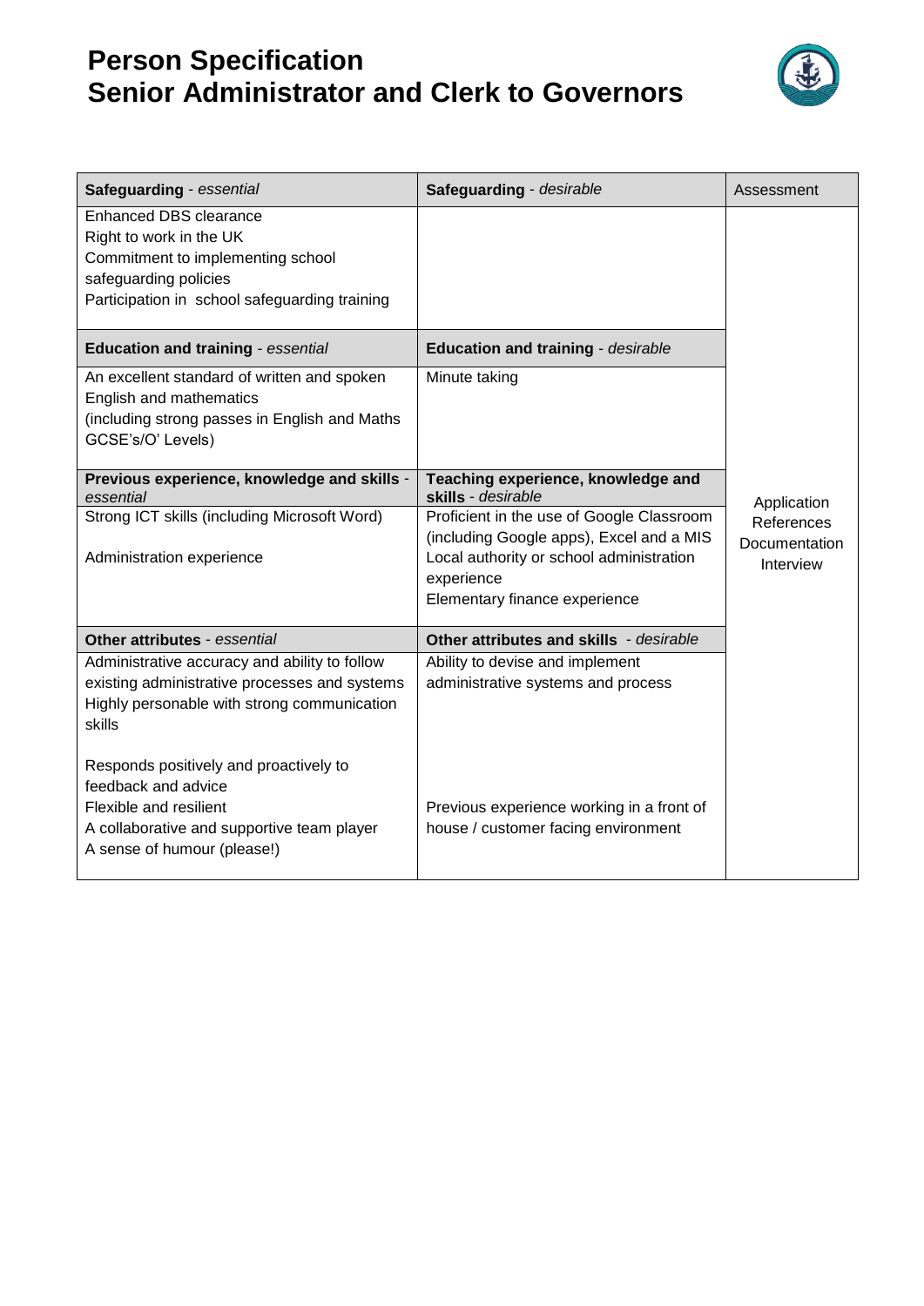# Person Specification
# Senior Administrator and Clerk to Governors

| **Safeguarding** - *essential* | **Safeguarding** - *desirable* | Assessment |
|---|---|---|
| Enhanced DBS clearance<br>Right to work in the UK<br>Commitment to implementing school safeguarding policies<br>Participation in school safeguarding training | | Application<br>References<br>Documentation<br>Interview |
| **Education and training** - *essential* | **Education and training** - *desirable* | |
| An excellent standard of written and spoken English and mathematics<br>(including strong passes in English and Maths GCSE's/O' Levels) | Minute taking | |
| **Previous experience, knowledge and skills** - *essential* | **Teaching experience, knowledge and skills** - *desirable* | |
| Strong ICT skills (including Microsoft Word)<br><br>Administration experience | Proficient in the use of Google Classroom (including Google apps), Excel and a MIS<br>Local authority or school administration experience<br>Elementary finance experience | |
| **Other attributes** - *essential* | **Other attributes and skills** - *desirable* | |
| Administrative accuracy and ability to follow existing administrative processes and systems<br>Highly personable with strong communication skills<br><br>Responds positively and proactively to feedback and advice<br>Flexible and resilient<br>A collaborative and supportive team player<br>A sense of humour (please!) | Ability to devise and implement administrative systems and process<br><br>Previous experience working in a front of house / customer facing environment | |